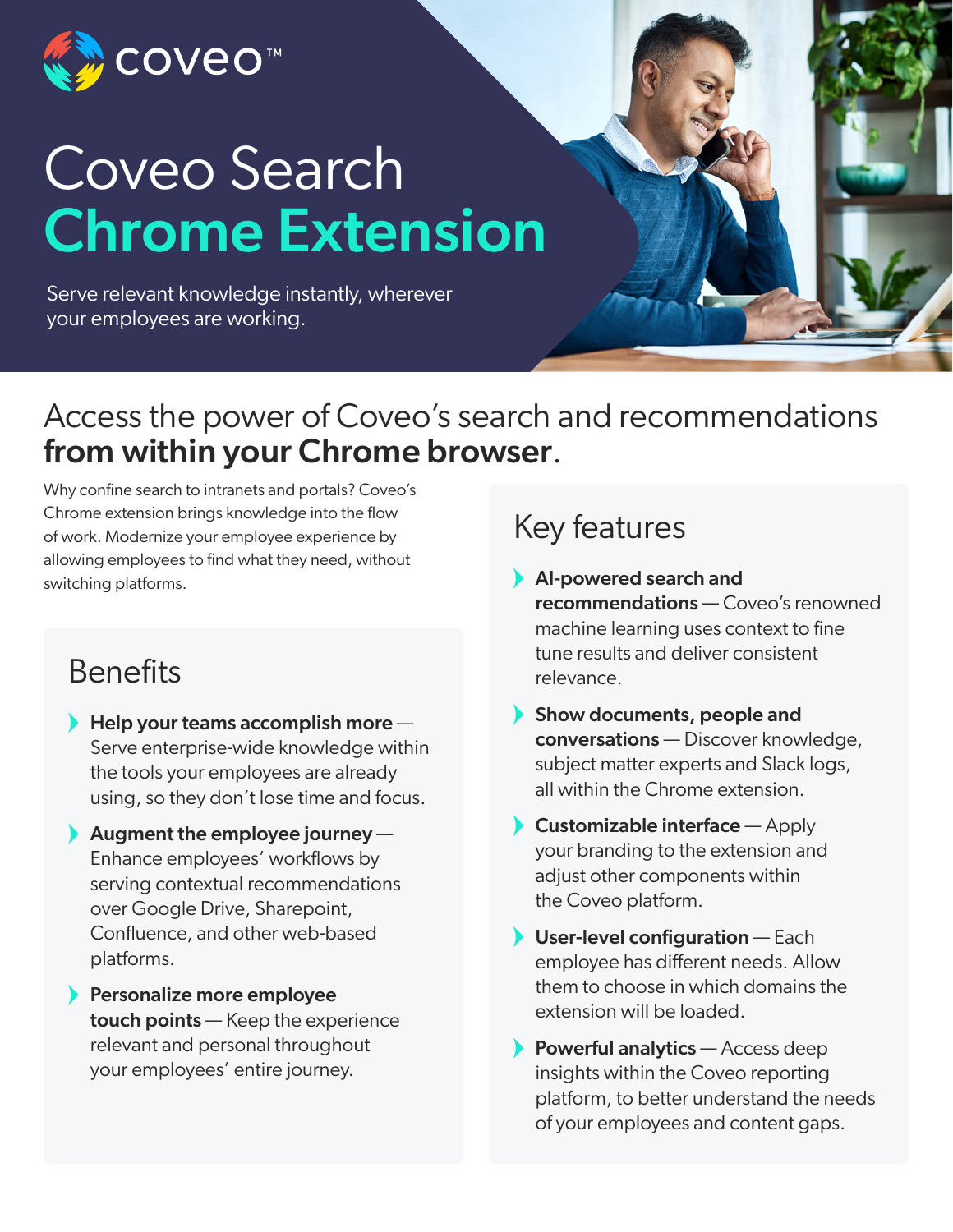coveo™

# Coveo Search Chrome Extension

Serve relevant knowledge instantly, wherever your employees are working.

## Access the power of Coveo's search and recommendations **from within your Chrome browser**.

Why confine search to intranets and portals? Coveo's Chrome extension brings knowledge into the flow of work. Modernize your employee experience by allowing employees to find what they need, without switching platforms.

### Benefits

- **Help your teams accomplish more** — Serve enterprise-wide knowledge within the tools your employees are already using, so they don't lose time and focus.
- **Augment the employee journey** — Enhance employees' workflows by serving contextual recommendations over Google Drive, Sharepoint, Confluence, and other web-based platforms.
- **Personalize more employee touch points** — Keep the experience relevant and personal throughout your employees' entire journey.

### Key features

- **AI-powered search and recommendations** — Coveo's renowned machine learning uses context to fine tune results and deliver consistent relevance.
- **Show documents, people and conversations** — Discover knowledge, subject matter experts and Slack logs, all within the Chrome extension.
- **Customizable interface** — Apply your branding to the extension and adjust other components within the Coveo platform.
- **User-level configuration** — Each employee has different needs. Allow them to choose in which domains the extension will be loaded.
- **Powerful analytics** — Access deep insights within the Coveo reporting platform, to better understand the needs of your employees and content gaps.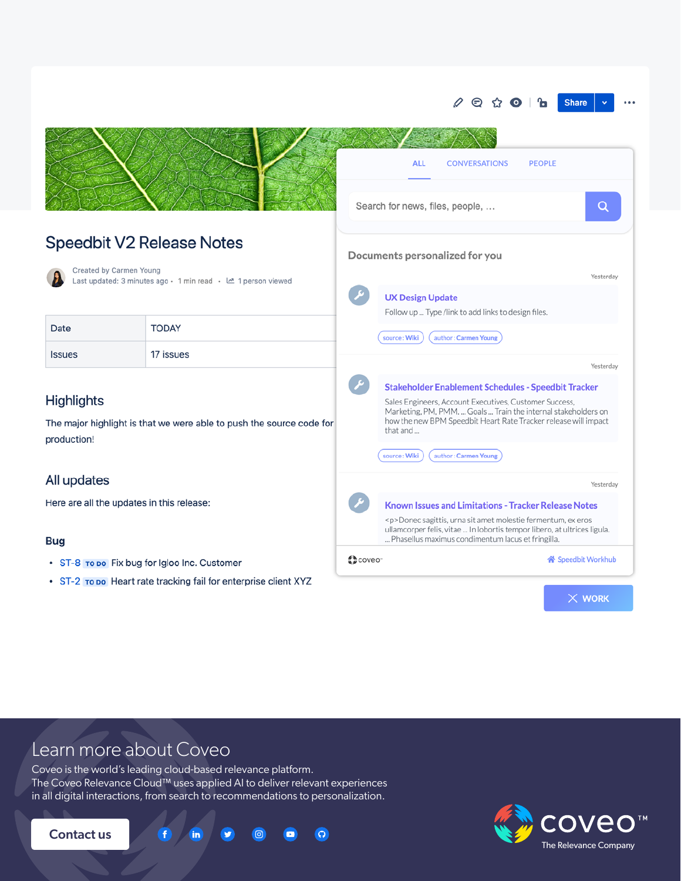Share

# Speedbit V2 Release Notes

Created by Carmen Young
Last updated: 3 minutes ago • 1 min read • 1 person viewed

| | |
|---|---|
| Date | TODAY |
| Issues | 17 issues |

## Highlights

The major highlight is that we were able to push the source code for production!

## All updates

Here are all the updates in this release:

### Bug

- ST-8 TO DO Fix bug for Igloo Inc. Customer
- ST-2 TO DO Heart rate tracking fail for enterprise client XYZ

ALL CONVERSATIONS PEOPLE

Search for news, files, people, ...

**Documents personalized for you**

Yesterday

**UX Design Update**
Follow up ... Type /link to add links to design files.
source: Wiki author: Carmen Young

Yesterday

**Stakeholder Enablement Schedules - Speedbit Tracker**
Sales Engineers, Account Executives, Customer Success, Marketing, PM, PMM. ... Goals ... Train the internal stakeholders on how the new BPM Speedbit Heart Rate Tracker release will impact that and ...
source: Wiki author: Carmen Young

Yesterday

**Known Issues and Limitations - Tracker Release Notes**
<p>Donec sagittis, urna sit amet molestie fermentum, ex eros ullamcorper felis, vitae ... In lobortis tempor libero, at ultrices ligula. ... Phasellus maximus condimentum lacus et fringilla.

coveo Speedbit Workhub

WORK

# Learn more about Coveo

Coveo is the world's leading cloud-based relevance platform.
The Coveo Relevance Cloud™ uses applied AI to deliver relevant experiences in all digital interactions, from search to recommendations to personalization.

Contact us

coveo™
The Relevance Company